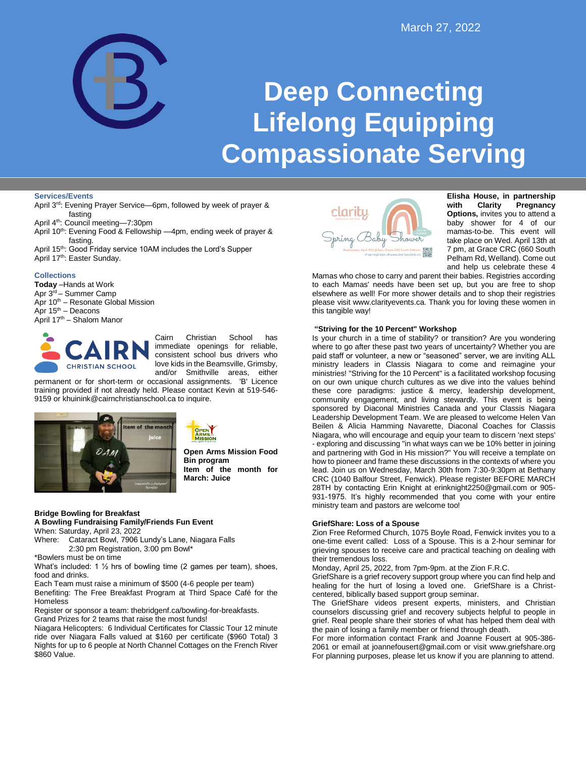March 27, 2022

# Deep Connecting
# Lifelong Equipping
# Compassionate Serving

### Services/Events

April 3rd: Evening Prayer Service—6pm, followed by week of prayer & fasting
April 4th: Council meeting—7:30pm
April 10th: Evening Food & Fellowship —4pm, ending week of prayer & fasting.
April 15th: Good Friday service 10AM includes the Lord's Supper
April 17th: Easter Sunday.

### Collections

**Today** –Hands at Work
Apr 3rd – Summer Camp
Apr 10th – Resonate Global Mission
Apr 15th – Deacons
April 17th – Shalom Manor

Cairn Christian School has immediate openings for reliable, consistent school bus drivers who love kids in the Beamsville, Grimsby, and/or Smithville areas, either permanent or for short-term or occasional assignments. 'B' Licence training provided if not already held. Please contact Kevin at 519-546-9159 or khuinink@cairnchristianschool.ca to inquire.

**Open Arms Mission Food Bin program**
**Item of the month for March: Juice**

**Bridge Bowling for Breakfast**
**A Bowling Fundraising Family/Friends Fun Event**
When: Saturday, April 23, 2022
Where: Cataract Bowl, 7906 Lundy's Lane, Niagara Falls
2:30 pm Registration, 3:00 pm Bowl*
*Bowlers must be on time
What's included: 1 ½ hrs of bowling time (2 games per team), shoes, food and drinks.
Each Team must raise a minimum of $500 (4-6 people per team)
Benefiting: The Free Breakfast Program at Third Space Café for the Homeless
Register or sponsor a team: thebridgenf.ca/bowling-for-breakfasts.
Grand Prizes for 2 teams that raise the most funds!
Niagara Helicopters: 6 Individual Certificates for Classic Tour 12 minute ride over Niagara Falls valued at $160 per certificate ($960 Total) 3 Nights for up to 6 people at North Channel Cottages on the French River $860 Value.

**Elisha House, in partnership with Clarity Pregnancy Options,** invites you to attend a baby shower for 4 of our mamas-to-be. This event will take place on Wed. April 13th at 7 pm, at Grace CRC (660 South Pelham Rd, Welland). Come out and help us celebrate these 4 Mamas who chose to carry and parent their babies. Registries according to each Mamas' needs have been set up, but you are free to shop elsewhere as well! For more shower details and to shop their registries please visit www.clarityevents.ca. Thank you for loving these women in this tangible way!

**"Striving for the 10 Percent" Workshop**
Is your church in a time of stability? or transition? Are you wondering where to go after these past two years of uncertainty? Whether you are paid staff or volunteer, a new or "seasoned" server, we are inviting ALL ministry leaders in Classis Niagara to come and reimagine your ministries! "Striving for the 10 Percent" is a facilitated workshop focusing on our own unique church cultures as we dive into the values behind these core paradigms: justice & mercy, leadership development, community engagement, and living stewardly. This event is being sponsored by Diaconal Ministries Canada and your Classis Niagara Leadership Development Team. We are pleased to welcome Helen Van Beilen & Alicia Hamming Navarette, Diaconal Coaches for Classis Niagara, who will encourage and equip your team to discern 'next steps' - exploring and discussing "in what ways can we be 10% better in joining and partnering with God in His mission?" You will receive a template on how to pioneer and frame these discussions in the contexts of where you lead. Join us on Wednesday, March 30th from 7:30-9:30pm at Bethany CRC (1040 Balfour Street, Fenwick). Please register BEFORE MARCH 28TH by contacting Erin Knight at erinknight2250@gmail.com or 905-931-1975. It's highly recommended that you come with your entire ministry team and pastors are welcome too!

**GriefShare: Loss of a Spouse**
Zion Free Reformed Church, 1075 Boyle Road, Fenwick invites you to a one-time event called: Loss of a Spouse. This is a 2-hour seminar for grieving spouses to receive care and practical teaching on dealing with their tremendous loss.
Monday, April 25, 2022, from 7pm-9pm. at the Zion F.R.C.
GriefShare is a grief recovery support group where you can find help and healing for the hurt of losing a loved one. GriefShare is a Christ-centered, biblically based support group seminar.
The GriefShare videos present experts, ministers, and Christian counselors discussing grief and recovery subjects helpful to people in grief. Real people share their stories of what has helped them deal with the pain of losing a family member or friend through death.
For more information contact Frank and Joanne Fousert at 905-386-2061 or email at joannefousert@gmail.com or visit www.griefshare.org
For planning purposes, please let us know if you are planning to attend.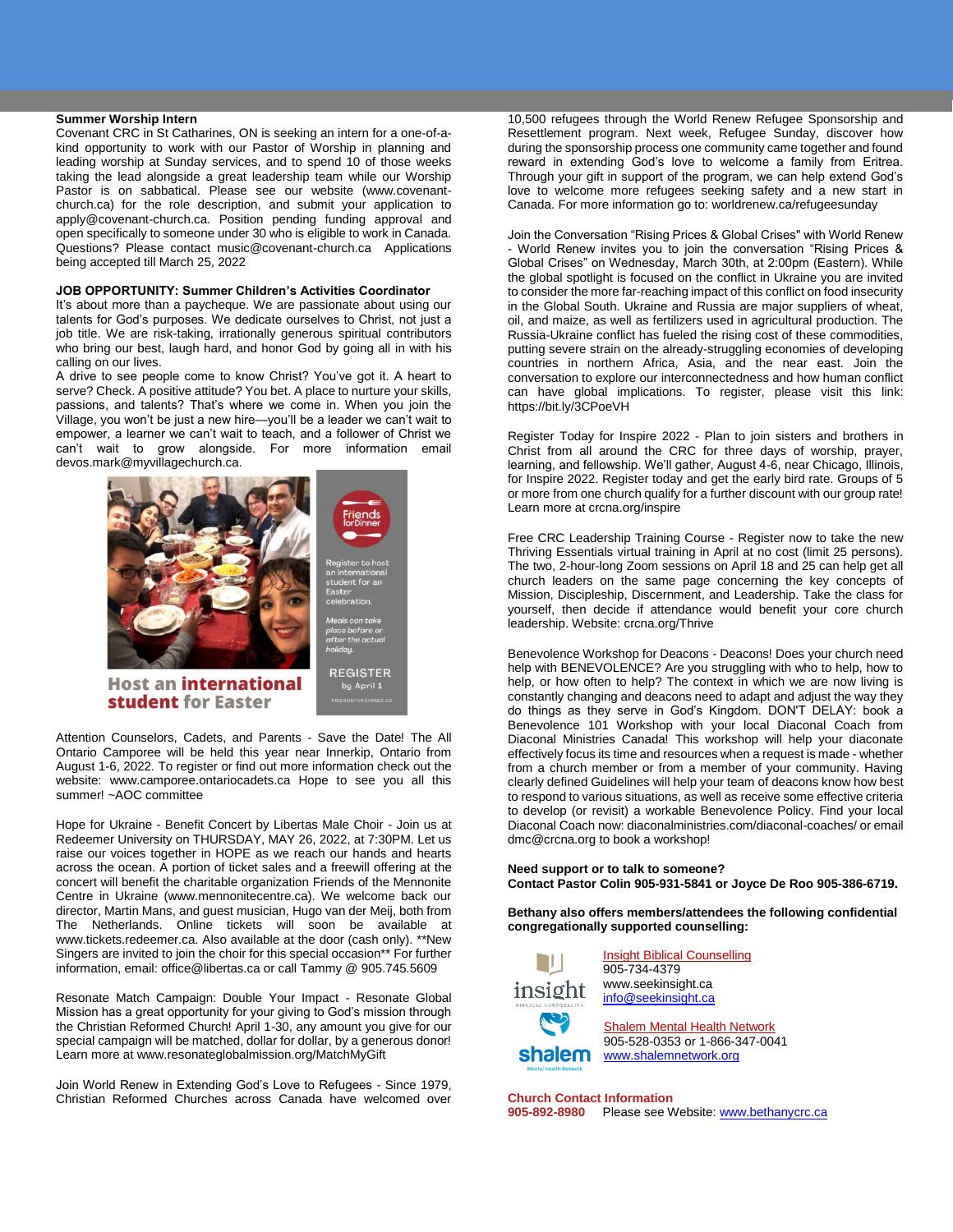**Summer Worship Intern**

Covenant CRC in St Catharines, ON is seeking an intern for a one-of-a-kind opportunity to work with our Pastor of Worship in planning and leading worship at Sunday services, and to spend 10 of those weeks taking the lead alongside a great leadership team while our Worship Pastor is on sabbatical. Please see our website (www.covenant-church.ca) for the role description, and submit your application to apply@covenant-church.ca. Position pending funding approval and open specifically to someone under 30 who is eligible to work in Canada. Questions? Please contact music@covenant-church.ca Applications being accepted till March 25, 2022

**JOB OPPORTUNITY: Summer Children's Activities Coordinator**

It's about more than a paycheque. We are passionate about using our talents for God's purposes. We dedicate ourselves to Christ, not just a job title. We are risk-taking, irrationally generous spiritual contributors who bring our best, laugh hard, and honor God by going all in with his calling on our lives.

A drive to see people come to know Christ? You've got it. A heart to serve? Check. A positive attitude? You bet. A place to nurture your skills, passions, and talents? That's where we come in. When you join the Village, you won't be just a new hire—you'll be a leader we can't wait to empower, a learner we can't wait to teach, and a follower of Christ we can't wait to grow alongside. For more information email devos.mark@myvillagechurch.ca.

Friends for Dinner

Register to host an international student for an Easter celebration.

*Meals can take place before or after the actual holiday.*

REGISTER by April 1

FRIENDSFORDINNER.CA

**Host an international student for Easter**

Attention Counselors, Cadets, and Parents - Save the Date! The All Ontario Camporee will be held this year near Innerkip, Ontario from August 1-6, 2022. To register or find out more information check out the website: www.camporee.ontariocadets.ca. Hope to see you all this summer! ~AOC committee

Hope for Ukraine - Benefit Concert by Libertas Male Choir - Join us at Redeemer University on THURSDAY, MAY 26, 2022, at 7:30PM. Let us raise our voices together in HOPE as we reach our hands and hearts across the ocean. A portion of ticket sales and a freewill offering at the concert will benefit the charitable organization Friends of the Mennonite Centre in Ukraine (www.mennonitecentre.ca). We welcome back our director, Martin Mans, and guest musician, Hugo van der Meij, both from The Netherlands. Online tickets will soon be available at www.tickets.redeemer.ca. Also available at the door (cash only). **New Singers are invited to join the choir for this special occasion** For further information, email: office@libertas.ca or call Tammy @ 905.745.5609

Resonate Match Campaign: Double Your Impact - Resonate Global Mission has a great opportunity for your giving to God's mission through the Christian Reformed Church! April 1-30, any amount you give for our special campaign will be matched, dollar for dollar, by a generous donor! Learn more at www.resonateglobalmission.org/MatchMyGift

Join World Renew in Extending God's Love to Refugees - Since 1979, Christian Reformed Churches across Canada have welcomed over 10,500 refugees through the World Renew Refugee Sponsorship and Resettlement program. Next week, Refugee Sunday, discover how during the sponsorship process one community came together and found reward in extending God's love to welcome a family from Eritrea. Through your gift in support of the program, we can help extend God's love to welcome more refugees seeking safety and a new start in Canada. For more information go to: worldrenew.ca/refugeesunday

Join the Conversation "Rising Prices & Global Crises" with World Renew - World Renew invites you to join the conversation "Rising Prices & Global Crises" on Wednesday, March 30th, at 2:00pm (Eastern). While the global spotlight is focused on the conflict in Ukraine you are invited to consider the more far-reaching impact of this conflict on food insecurity in the Global South. Ukraine and Russia are major suppliers of wheat, oil, and maize, as well as fertilizers used in agricultural production. The Russia-Ukraine conflict has fueled the rising cost of these commodities, putting severe strain on the already-struggling economies of developing countries in northern Africa, Asia, and the near east. Join the conversation to explore our interconnectedness and how human conflict can have global implications. To register, please visit this link: https://bit.ly/3CPoeVH

Register Today for Inspire 2022 - Plan to join sisters and brothers in Christ from all around the CRC for three days of worship, prayer, learning, and fellowship. We'll gather, August 4-6, near Chicago, Illinois, for Inspire 2022. Register today and get the early bird rate. Groups of 5 or more from one church qualify for a further discount with our group rate! Learn more at crcna.org/inspire

Free CRC Leadership Training Course - Register now to take the new Thriving Essentials virtual training in April at no cost (limit 25 persons). The two, 2-hour-long Zoom sessions on April 18 and 25 can help get all church leaders on the same page concerning the key concepts of Mission, Discipleship, Discernment, and Leadership. Take the class for yourself, then decide if attendance would benefit your core church leadership. Website: crcna.org/Thrive

Benevolence Workshop for Deacons - Deacons! Does your church need help with BENEVOLENCE? Are you struggling with who to help, how to help, or how often to help? The context in which we are now living is constantly changing and deacons need to adapt and adjust the way they do things as they serve in God's Kingdom. DON'T DELAY: book a Benevolence 101 Workshop with your local Diaconal Coach from Diaconal Ministries Canada! This workshop will help your diaconate effectively focus its time and resources when a request is made - whether from a church member or from a member of your community. Having clearly defined Guidelines will help your team of deacons know how best to respond to various situations, as well as receive some effective criteria to develop (or revisit) a workable Benevolence Policy. Find your local Diaconal Coach now: diaconalministries.com/diaconal-coaches/ or email dmc@crcna.org to book a workshop!

**Need support or to talk to someone?**
**Contact Pastor Colin 905-931-5841 or Joyce De Roo 905-386-6719.**

**Bethany also offers members/attendees the following confidential congregationally supported counselling:**

Insight Biblical Counselling
905-734-4379
www.seekinsight.ca
info@seekinsight.ca

Shalem Mental Health Network
905-528-0353 or 1-866-347-0041
www.shalemnetwork.org

**Church Contact Information**
**905-892-8980** Please see Website: www.bethanycrc.ca